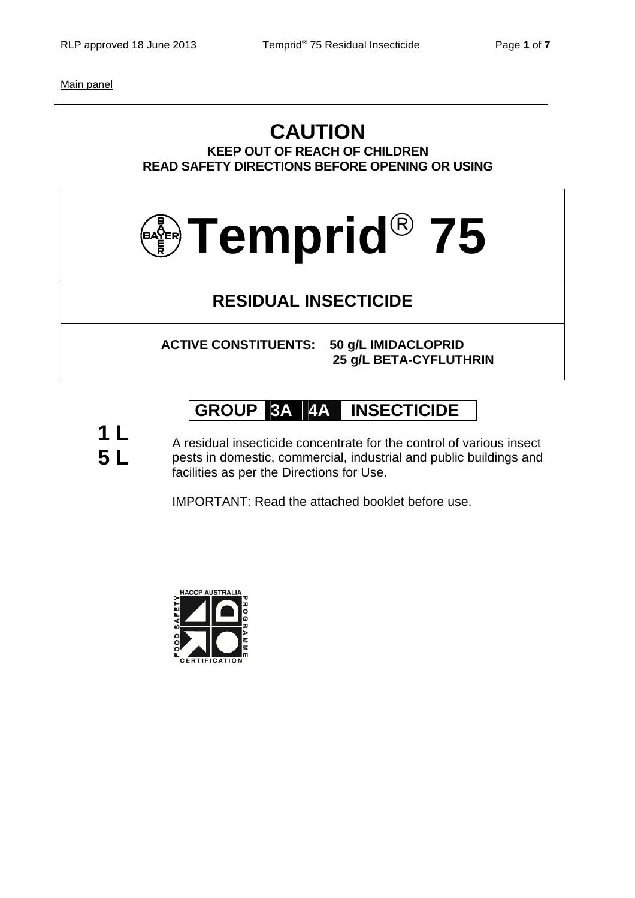Main panel

# CAUTION

**KEEP OUT OF REACH OF CHILDREN**
**READ SAFETY DIRECTIONS BEFORE OPENING OR USING**

# Temprid® 75

## RESIDUAL INSECTICIDE

**ACTIVE CONSTITUENTS: 50 g/L IMIDACLOPRID**
**25 g/L BETA-CYFLUTHRIN**

**GROUP 3A 4A INSECTICIDE**

**1 L**
**5 L**

A residual insecticide concentrate for the control of various insect pests in domestic, commercial, industrial and public buildings and facilities as per the Directions for Use.

IMPORTANT: Read the attached booklet before use.

HACCP AUSTRALIA FOOD SAFETY PROGRAMME CERTIFICATION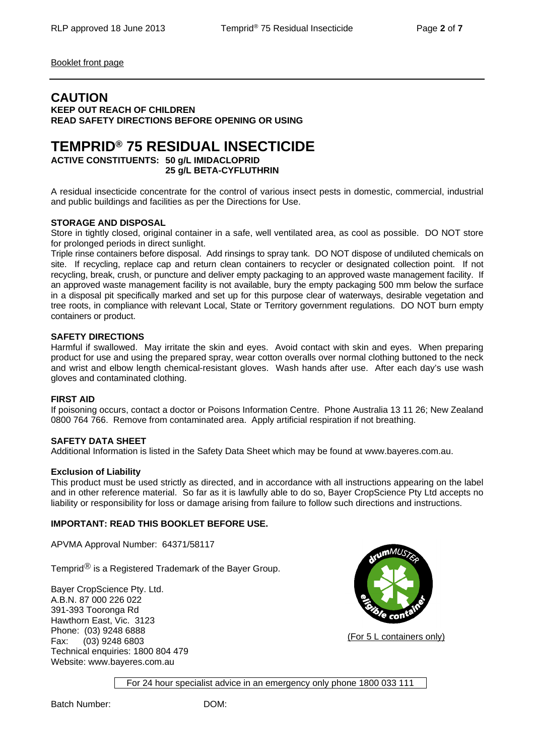Booklet front page

---

# CAUTION

**KEEP OUT REACH OF CHILDREN**
**READ SAFETY DIRECTIONS BEFORE OPENING OR USING**

# TEMPRID® 75 RESIDUAL INSECTICIDE

**ACTIVE CONSTITUENTS: 50 g/L IMIDACLOPRID**
**25 g/L BETA-CYFLUTHRIN**

A residual insecticide concentrate for the control of various insect pests in domestic, commercial, industrial and public buildings and facilities as per the Directions for Use.

**STORAGE AND DISPOSAL**

Store in tightly closed, original container in a safe, well ventilated area, as cool as possible. DO NOT store for prolonged periods in direct sunlight.

Triple rinse containers before disposal. Add rinsings to spray tank. DO NOT dispose of undiluted chemicals on site. If recycling, replace cap and return clean containers to recycler or designated collection point. If not recycling, break, crush, or puncture and deliver empty packaging to an approved waste management facility. If an approved waste management facility is not available, bury the empty packaging 500 mm below the surface in a disposal pit specifically marked and set up for this purpose clear of waterways, desirable vegetation and tree roots, in compliance with relevant Local, State or Territory government regulations. DO NOT burn empty containers or product.

**SAFETY DIRECTIONS**

Harmful if swallowed. May irritate the skin and eyes. Avoid contact with skin and eyes. When preparing product for use and using the prepared spray, wear cotton overalls over normal clothing buttoned to the neck and wrist and elbow length chemical-resistant gloves. Wash hands after use. After each day's use wash gloves and contaminated clothing.

**FIRST AID**

If poisoning occurs, contact a doctor or Poisons Information Centre. Phone Australia 13 11 26; New Zealand 0800 764 766. Remove from contaminated area. Apply artificial respiration if not breathing.

**SAFETY DATA SHEET**

Additional Information is listed in the Safety Data Sheet which may be found at www.bayeres.com.au.

**Exclusion of Liability**

This product must be used strictly as directed, and in accordance with all instructions appearing on the label and in other reference material. So far as it is lawfully able to do so, Bayer CropScience Pty Ltd accepts no liability or responsibility for loss or damage arising from failure to follow such directions and instructions.

**IMPORTANT: READ THIS BOOKLET BEFORE USE.**

APVMA Approval Number: 64371/58117

Temprid® is a Registered Trademark of the Bayer Group.

Bayer CropScience Pty. Ltd.
A.B.N. 87 000 226 022
391-393 Tooronga Rd
Hawthorn East, Vic. 3123
Phone: (03) 9248 6888
Fax: (03) 9248 6803
Technical enquiries: 1800 804 479
Website: www.bayeres.com.au

drumMUSTER eligible container

(For 5 L containers only)

For 24 hour specialist advice in an emergency only phone 1800 033 111

Batch Number: DOM: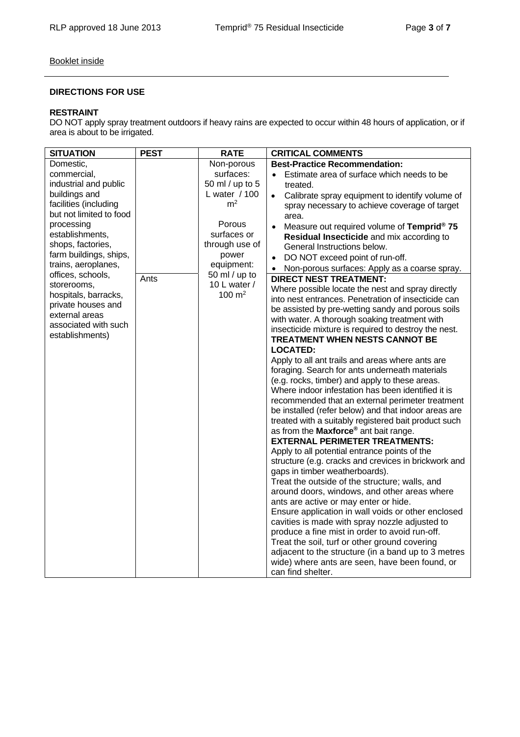Booklet inside

---

**DIRECTIONS FOR USE**

**RESTRAINT**

DO NOT apply spray treatment outdoors if heavy rains are expected to occur within 48 hours of application, or if area is about to be irrigated.

| SITUATION | PEST | RATE | CRITICAL COMMENTS |
|---|---|---|---|
| Domestic, commercial, industrial and public buildings and facilities (including but not limited to food processing establishments, shops, factories, farm buildings, ships, trains, aeroplanes, offices, schools, storerooms, hospitals, barracks, private houses and external areas associated with such establishments) | | Non-porous surfaces: 50 ml / up to 5 L water / 100 m$^2$<br><br>Porous surfaces or through use of power equipment: 50 ml / up to 10 L water / 100 m$^2$ | **Best-Practice Recommendation:**<br>• Estimate area of surface which needs to be treated.<br>• Calibrate spray equipment to identify volume of spray necessary to achieve coverage of target area.<br>• Measure out required volume of **Temprid® 75 Residual Insecticide** and mix according to General Instructions below.<br>• DO NOT exceed point of run-off.<br>• Non-porous surfaces: Apply as a coarse spray. |
| | Ants | | **DIRECT NEST TREATMENT:**<br>Where possible locate the nest and spray directly into nest entrances. Penetration of insecticide can be assisted by pre-wetting sandy and porous soils with water. A thorough soaking treatment with insecticide mixture is required to destroy the nest.<br>**TREATMENT WHEN NESTS CANNOT BE LOCATED:**<br>Apply to all ant trails and areas where ants are foraging. Search for ants underneath materials (e.g. rocks, timber) and apply to these areas. Where indoor infestation has been identified it is recommended that an external perimeter treatment be installed (refer below) and that indoor areas are treated with a suitably registered bait product such as from the **Maxforce®** ant bait range.<br>**EXTERNAL PERIMETER TREATMENTS:**<br>Apply to all potential entrance points of the structure (e.g. cracks and crevices in brickwork and gaps in timber weatherboards).<br>Treat the outside of the structure; walls, and around doors, windows, and other areas where ants are active or may enter or hide.<br>Ensure application in wall voids or other enclosed cavities is made with spray nozzle adjusted to produce a fine mist in order to avoid run-off.<br>Treat the soil, turf or other ground covering adjacent to the structure (in a band up to 3 metres wide) where ants are seen, have been found, or can find shelter. |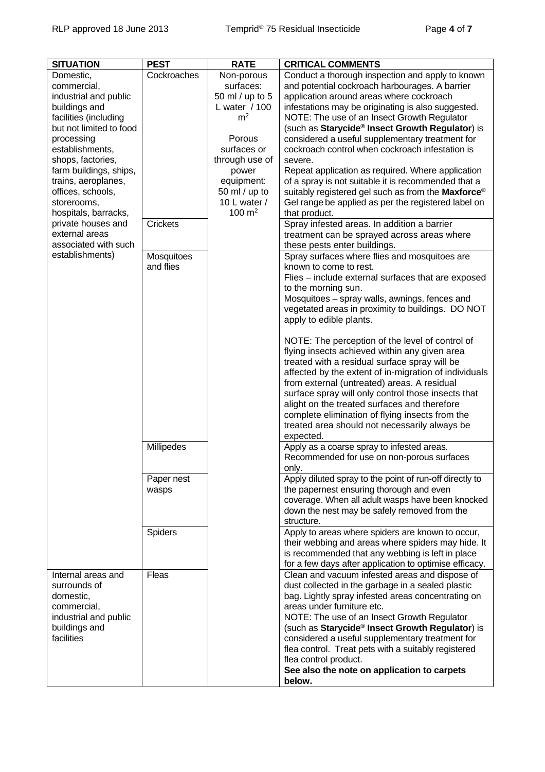| SITUATION | PEST | RATE | CRITICAL COMMENTS |
|---|---|---|---|
| Domestic, commercial, industrial and public buildings and facilities (including but not limited to food processing establishments, shops, factories, farm buildings, ships, trains, aeroplanes, offices, schools, storerooms, hospitals, barracks, private houses and external areas associated with such establishments) | Cockroaches | Non-porous surfaces: 50 ml / up to 5 L water / 100 $m^2$<br><br>Porous surfaces or through use of power equipment: 50 ml / up to 10 L water / 100 $m^2$ | Conduct a thorough inspection and apply to known and potential cockroach harbourages. A barrier application around areas where cockroach infestations may be originating is also suggested.<br>NOTE: The use of an Insect Growth Regulator (such as **Starycide® Insect Growth Regulator**) is considered a useful supplementary treatment for cockroach control when cockroach infestation is severe.<br>Repeat application as required. Where application of a spray is not suitable it is recommended that a suitably registered gel such as from the **Maxforce®** Gel range be applied as per the registered label on that product. |
| | Crickets | | Spray infested areas. In addition a barrier treatment can be sprayed across areas where these pests enter buildings. |
| | Mosquitoes and flies | | Spray surfaces where flies and mosquitoes are known to come to rest.<br>Flies – include external surfaces that are exposed to the morning sun.<br>Mosquitoes – spray walls, awnings, fences and vegetated areas in proximity to buildings. DO NOT apply to edible plants.<br><br>NOTE: The perception of the level of control of flying insects achieved within any given area treated with a residual surface spray will be affected by the extent of in-migration of individuals from external (untreated) areas. A residual surface spray will only control those insects that alight on the treated surfaces and therefore complete elimination of flying insects from the treated area should not necessarily always be expected. |
| | Millipedes | | Apply as a coarse spray to infested areas. Recommended for use on non-porous surfaces only. |
| | Paper nest wasps | | Apply diluted spray to the point of run-off directly to the papernest ensuring thorough and even coverage. When all adult wasps have been knocked down the nest may be safely removed from the structure. |
| | Spiders | | Apply to areas where spiders are known to occur, their webbing and areas where spiders may hide. It is recommended that any webbing is left in place for a few days after application to optimise efficacy. |
| Internal areas and surrounds of domestic, commercial, industrial and public buildings and facilities | Fleas | | Clean and vacuum infested areas and dispose of dust collected in the garbage in a sealed plastic bag. Lightly spray infested areas concentrating on areas under furniture etc.<br>NOTE: The use of an Insect Growth Regulator (such as **Starycide® Insect Growth Regulator**) is considered a useful supplementary treatment for flea control. Treat pets with a suitably registered flea control product.<br>**See also the note on application to carpets below.** |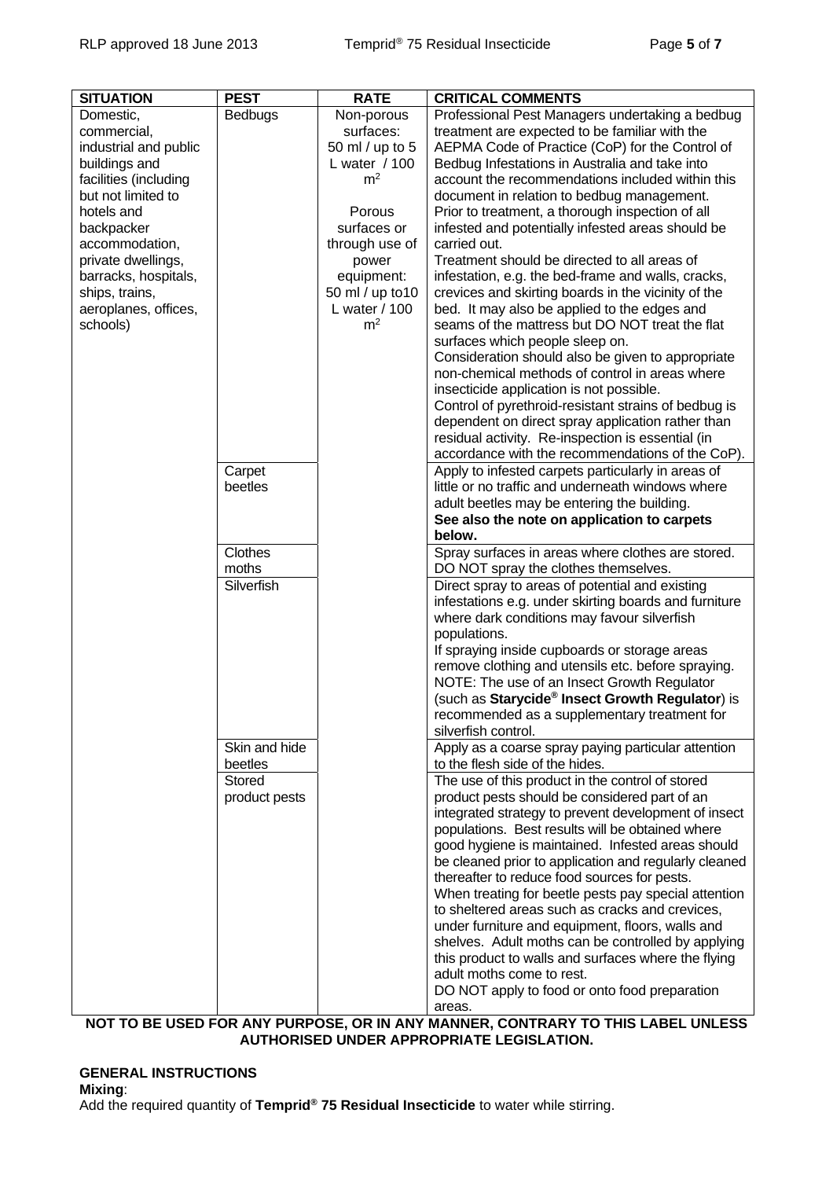| SITUATION | PEST | RATE | CRITICAL COMMENTS |
|---|---|---|---|
| Domestic, commercial, industrial and public buildings and facilities (including but not limited to hotels and backpacker accommodation, private dwellings, barracks, hospitals, ships, trains, aeroplanes, offices, schools) | Bedbugs | Non-porous surfaces: 50 ml / up to 5 L water / 100 $m^2$<br><br>Porous surfaces or through use of power equipment: 50 ml / up to10 L water / 100 $m^2$ | Professional Pest Managers undertaking a bedbug treatment are expected to be familiar with the AEPMA Code of Practice (CoP) for the Control of Bedbug Infestations in Australia and take into account the recommendations included within this document in relation to bedbug management.<br>Prior to treatment, a thorough inspection of all infested and potentially infested areas should be carried out.<br>Treatment should be directed to all areas of infestation, e.g. the bed-frame and walls, cracks, crevices and skirting boards in the vicinity of the bed. It may also be applied to the edges and seams of the mattress but DO NOT treat the flat surfaces which people sleep on.<br>Consideration should also be given to appropriate non-chemical methods of control in areas where insecticide application is not possible.<br>Control of pyrethroid-resistant strains of bedbug is dependent on direct spray application rather than residual activity. Re-inspection is essential (in accordance with the recommendations of the CoP). |
| | Carpet beetles | | Apply to infested carpets particularly in areas of little or no traffic and underneath windows where adult beetles may be entering the building.<br>**See also the note on application to carpets below.** |
| | Clothes moths | | Spray surfaces in areas where clothes are stored. DO NOT spray the clothes themselves. |
| | Silverfish | | Direct spray to areas of potential and existing infestations e.g. under skirting boards and furniture where dark conditions may favour silverfish populations.<br>If spraying inside cupboards or storage areas remove clothing and utensils etc. before spraying.<br>NOTE: The use of an Insect Growth Regulator (such as **Starycide® Insect Growth Regulator**) is recommended as a supplementary treatment for silverfish control. |
| | Skin and hide beetles | | Apply as a coarse spray paying particular attention to the flesh side of the hides. |
| | Stored product pests | | The use of this product in the control of stored product pests should be considered part of an integrated strategy to prevent development of insect populations. Best results will be obtained where good hygiene is maintained. Infested areas should be cleaned prior to application and regularly cleaned thereafter to reduce food sources for pests.<br>When treating for beetle pests pay special attention to sheltered areas such as cracks and crevices, under furniture and equipment, floors, walls and shelves. Adult moths can be controlled by applying this product to walls and surfaces where the flying adult moths come to rest.<br>DO NOT apply to food or onto food preparation areas. |

**NOT TO BE USED FOR ANY PURPOSE, OR IN ANY MANNER, CONTRARY TO THIS LABEL UNLESS AUTHORISED UNDER APPROPRIATE LEGISLATION.**

## GENERAL INSTRUCTIONS

**Mixing**:

Add the required quantity of **Temprid® 75 Residual Insecticide** to water while stirring.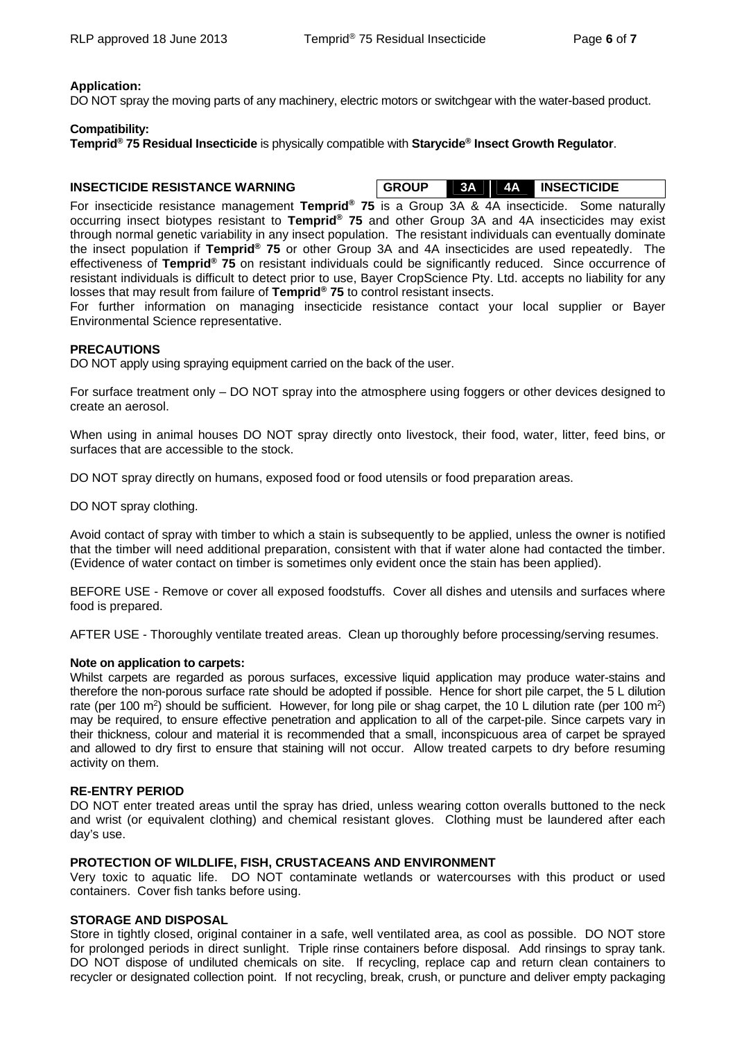**Application:**
DO NOT spray the moving parts of any machinery, electric motors or switchgear with the water-based product.

**Compatibility:**
**Temprid® 75 Residual Insecticide** is physically compatible with **Starycide® Insect Growth Regulator**.

**INSECTICIDE RESISTANCE WARNING**

| GROUP | 3A | 4A | INSECTICIDE |
|---|---|---|---|

For insecticide resistance management **Temprid® 75** is a Group 3A & 4A insecticide. Some naturally occurring insect biotypes resistant to **Temprid® 75** and other Group 3A and 4A insecticides may exist through normal genetic variability in any insect population. The resistant individuals can eventually dominate the insect population if **Temprid® 75** or other Group 3A and 4A insecticides are used repeatedly. The effectiveness of **Temprid® 75** on resistant individuals could be significantly reduced. Since occurrence of resistant individuals is difficult to detect prior to use, Bayer CropScience Pty. Ltd. accepts no liability for any losses that may result from failure of **Temprid® 75** to control resistant insects.
For further information on managing insecticide resistance contact your local supplier or Bayer Environmental Science representative.

**PRECAUTIONS**
DO NOT apply using spraying equipment carried on the back of the user.

For surface treatment only – DO NOT spray into the atmosphere using foggers or other devices designed to create an aerosol.

When using in animal houses DO NOT spray directly onto livestock, their food, water, litter, feed bins, or surfaces that are accessible to the stock.

DO NOT spray directly on humans, exposed food or food utensils or food preparation areas.

DO NOT spray clothing.

Avoid contact of spray with timber to which a stain is subsequently to be applied, unless the owner is notified that the timber will need additional preparation, consistent with that if water alone had contacted the timber. (Evidence of water contact on timber is sometimes only evident once the stain has been applied).

BEFORE USE - Remove or cover all exposed foodstuffs. Cover all dishes and utensils and surfaces where food is prepared.

AFTER USE - Thoroughly ventilate treated areas. Clean up thoroughly before processing/serving resumes.

**Note on application to carpets:**
Whilst carpets are regarded as porous surfaces, excessive liquid application may produce water-stains and therefore the non-porous surface rate should be adopted if possible. Hence for short pile carpet, the 5 L dilution rate (per 100 $m^2$) should be sufficient. However, for long pile or shag carpet, the 10 L dilution rate (per 100 $m^2$) may be required, to ensure effective penetration and application to all of the carpet-pile. Since carpets vary in their thickness, colour and material it is recommended that a small, inconspicuous area of carpet be sprayed and allowed to dry first to ensure that staining will not occur. Allow treated carpets to dry before resuming activity on them.

**RE-ENTRY PERIOD**
DO NOT enter treated areas until the spray has dried, unless wearing cotton overalls buttoned to the neck and wrist (or equivalent clothing) and chemical resistant gloves. Clothing must be laundered after each day's use.

**PROTECTION OF WILDLIFE, FISH, CRUSTACEANS AND ENVIRONMENT**
Very toxic to aquatic life. DO NOT contaminate wetlands or watercourses with this product or used containers. Cover fish tanks before using.

**STORAGE AND DISPOSAL**
Store in tightly closed, original container in a safe, well ventilated area, as cool as possible. DO NOT store for prolonged periods in direct sunlight. Triple rinse containers before disposal. Add rinsings to spray tank. DO NOT dispose of undiluted chemicals on site. If recycling, replace cap and return clean containers to recycler or designated collection point. If not recycling, break, crush, or puncture and deliver empty packaging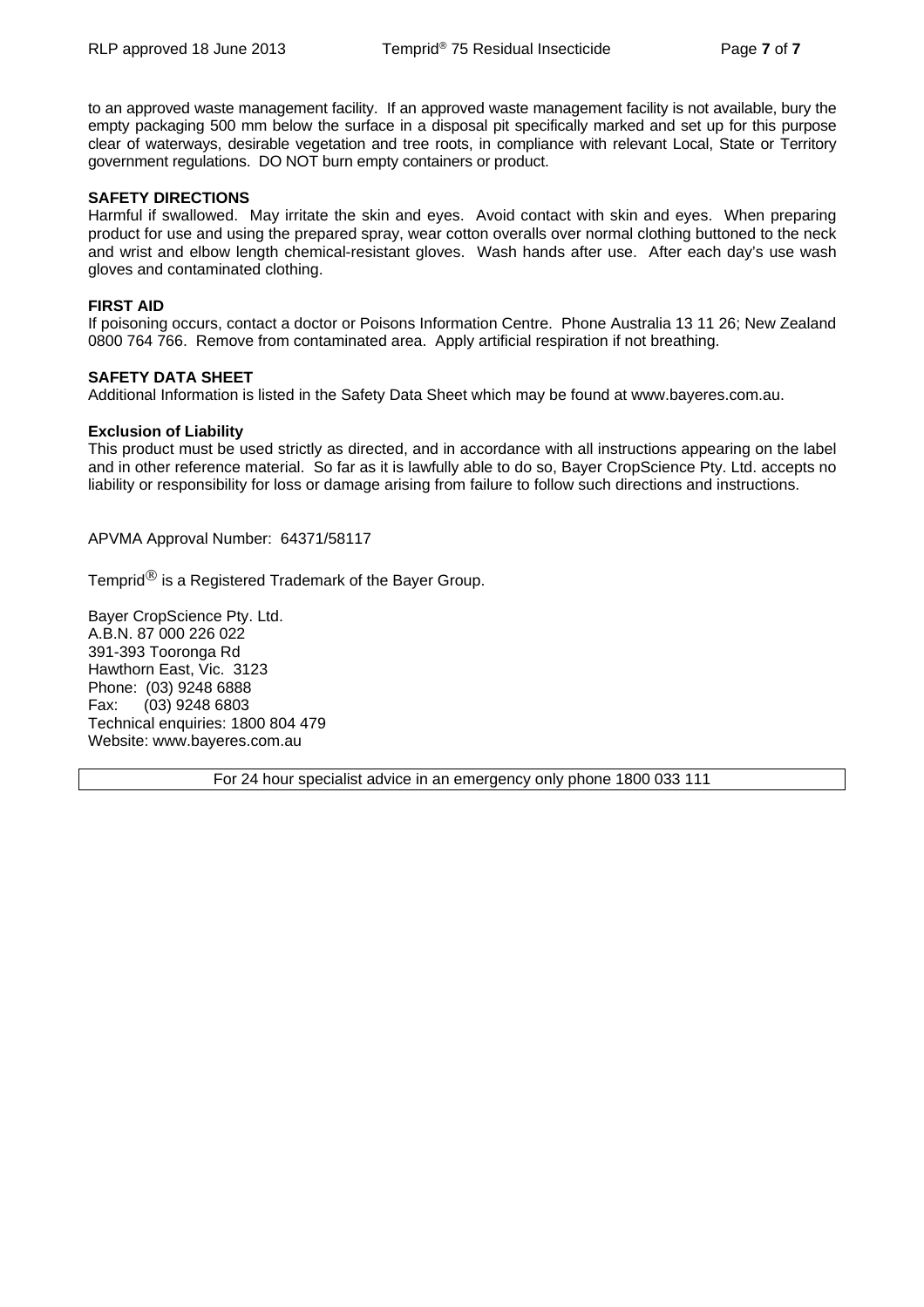to an approved waste management facility. If an approved waste management facility is not available, bury the empty packaging 500 mm below the surface in a disposal pit specifically marked and set up for this purpose clear of waterways, desirable vegetation and tree roots, in compliance with relevant Local, State or Territory government regulations. DO NOT burn empty containers or product.

**SAFETY DIRECTIONS**

Harmful if swallowed. May irritate the skin and eyes. Avoid contact with skin and eyes. When preparing product for use and using the prepared spray, wear cotton overalls over normal clothing buttoned to the neck and wrist and elbow length chemical-resistant gloves. Wash hands after use. After each day's use wash gloves and contaminated clothing.

**FIRST AID**

If poisoning occurs, contact a doctor or Poisons Information Centre. Phone Australia 13 11 26; New Zealand 0800 764 766. Remove from contaminated area. Apply artificial respiration if not breathing.

**SAFETY DATA SHEET**

Additional Information is listed in the Safety Data Sheet which may be found at www.bayeres.com.au.

**Exclusion of Liability**

This product must be used strictly as directed, and in accordance with all instructions appearing on the label and in other reference material. So far as it is lawfully able to do so, Bayer CropScience Pty. Ltd. accepts no liability or responsibility for loss or damage arising from failure to follow such directions and instructions.

APVMA Approval Number: 64371/58117

Temprid® is a Registered Trademark of the Bayer Group.

Bayer CropScience Pty. Ltd.
A.B.N. 87 000 226 022
391-393 Tooronga Rd
Hawthorn East, Vic. 3123
Phone: (03) 9248 6888
Fax: (03) 9248 6803
Technical enquiries: 1800 804 479
Website: www.bayeres.com.au

For 24 hour specialist advice in an emergency only phone 1800 033 111